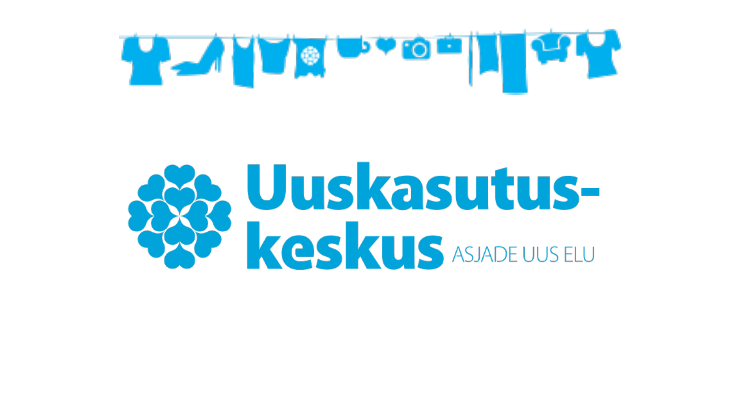# Uuskasutus-keskus

ASJADE UUS ELU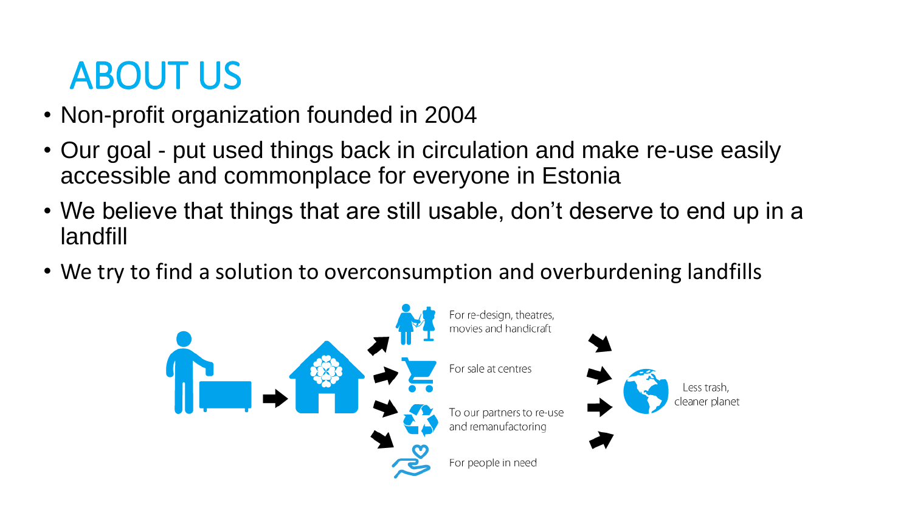# ABOUT US

- Non-profit organization founded in 2004
- Our goal - put used things back in circulation and make re-use easily accessible and commonplace for everyone in Estonia
- We believe that things that are still usable, don't deserve to end up in a landfill
- We try to find a solution to overconsumption and overburdening landfills

For re-design, theatres, movies and handicraft

For sale at centres

To our partners to re-use and remanufactoring

For people in need

Less trash, cleaner planet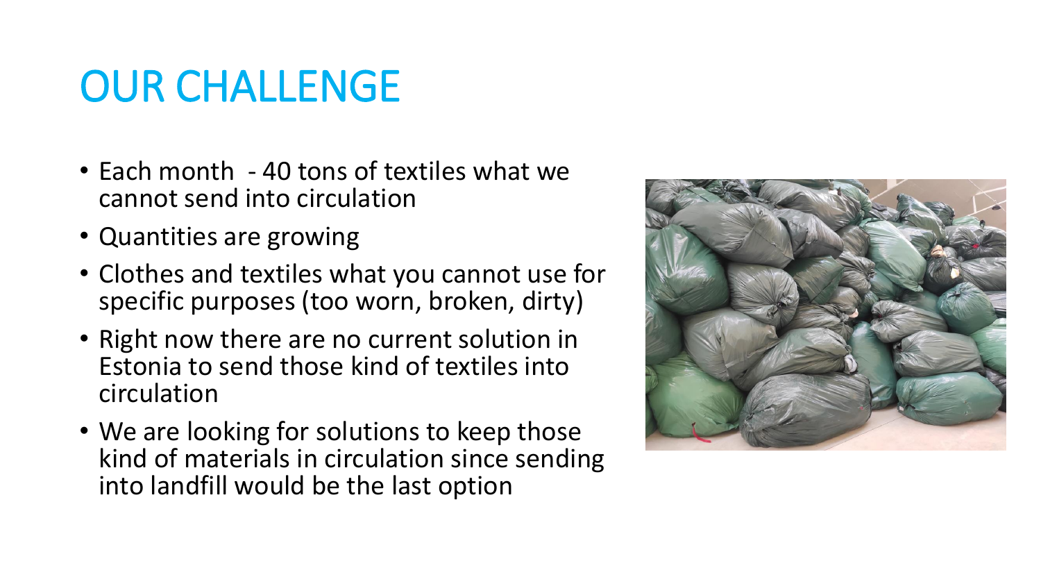# OUR CHALLENGE

- Each month - 40 tons of textiles what we cannot send into circulation
- Quantities are growing
- Clothes and textiles what you cannot use for specific purposes (too worn, broken, dirty)
- Right now there are no current solution in Estonia to send those kind of textiles into circulation
- We are looking for solutions to keep those kind of materials in circulation since sending into landfill would be the last option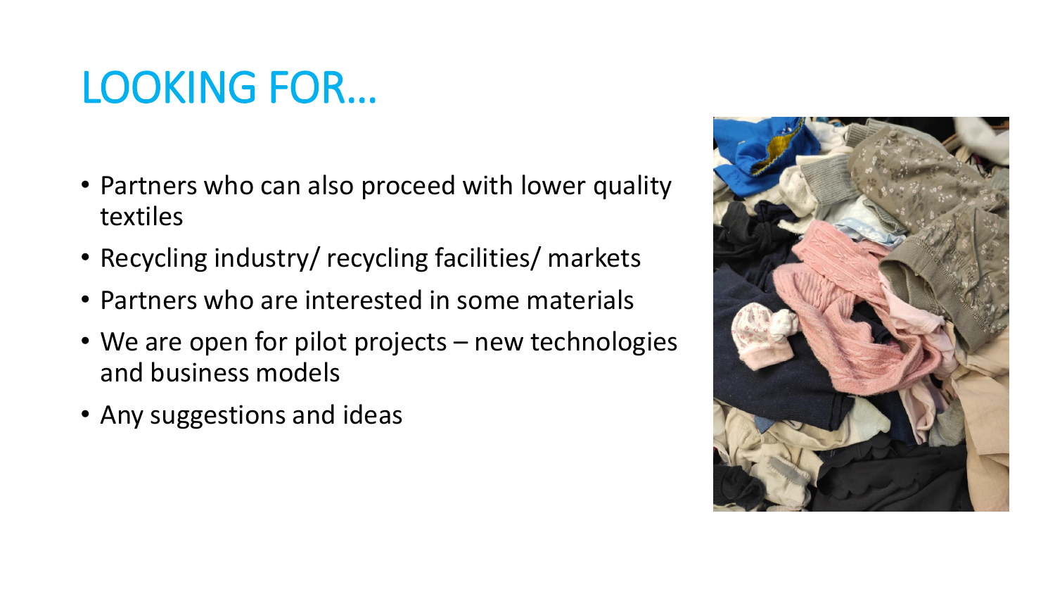# LOOKING FOR…

- Partners who can also proceed with lower quality textiles
- Recycling industry/ recycling facilities/ markets
- Partners who are interested in some materials
- We are open for pilot projects – new technologies and business models
- Any suggestions and ideas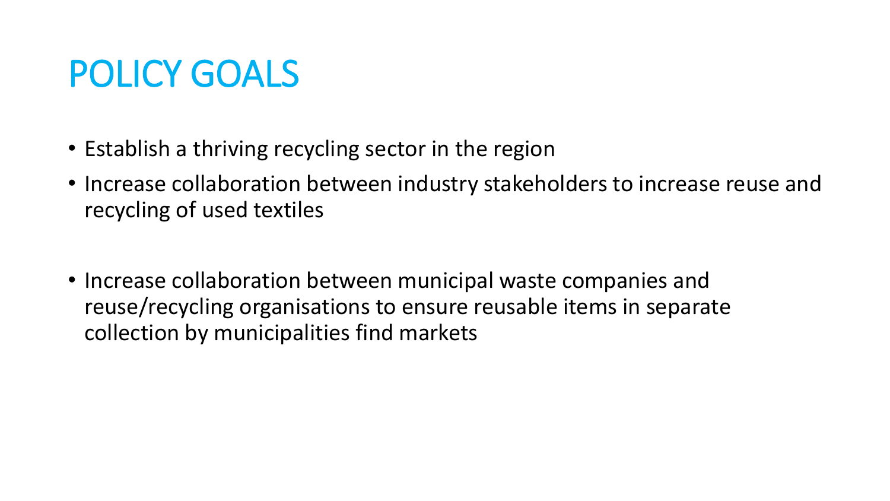# POLICY GOALS

- Establish a thriving recycling sector in the region
- Increase collaboration between industry stakeholders to increase reuse and recycling of used textiles

- Increase collaboration between municipal waste companies and reuse/recycling organisations to ensure reusable items in separate collection by municipalities find markets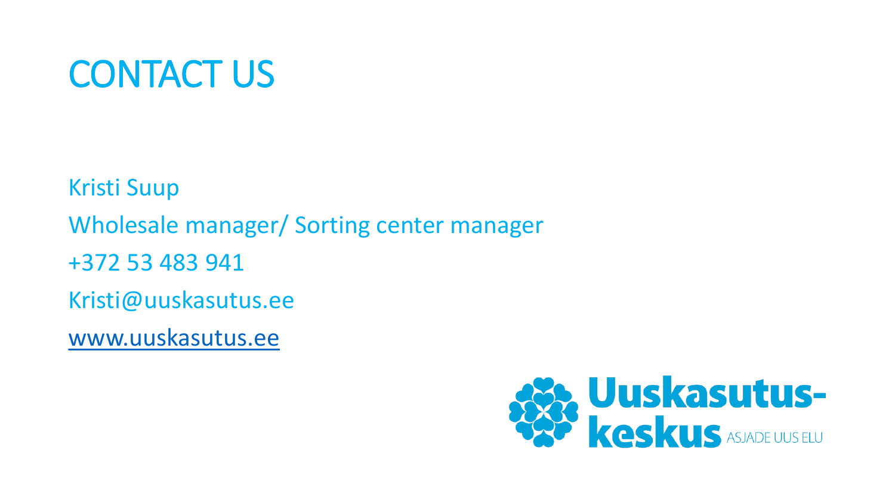# CONTACT US

Kristi Suup

Wholesale manager/ Sorting center manager

+372 53 483 941

Kristi@uuskasutus.ee

www.uuskasutus.ee

Uuskasutus-keskus ASJADE UUS ELU